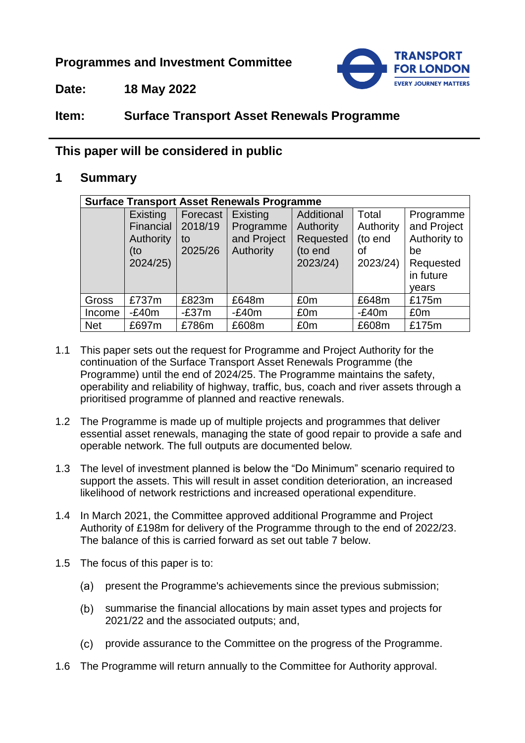**Programmes and Investment Committee**

**Date:** 18 May 2022

**Item:** Surface Transport Asset Renewals Programme

**This paper will be considered in public**

## 1 Summary

| Surface Transport Asset Renewals Programme | | | | | | |
|---|---|---|---|---|---|---|
| | Existing Financial Authority (to 2024/25) | Forecast 2018/19 to 2025/26 | Existing Programme and Project Authority | Additional Authority Requested (to end 2023/24) | Total Authority (to end of 2023/24) | Programme and Project Authority to be Requested in future years |
| Gross | £737m | £823m | £648m | £0m | £648m | £175m |
| Income | -£40m | -£37m | -£40m | £0m | -£40m | £0m |
| Net | £697m | £786m | £608m | £0m | £608m | £175m |

1.1 This paper sets out the request for Programme and Project Authority for the continuation of the Surface Transport Asset Renewals Programme (the Programme) until the end of 2024/25. The Programme maintains the safety, operability and reliability of highway, traffic, bus, coach and river assets through a prioritised programme of planned and reactive renewals.

1.2 The Programme is made up of multiple projects and programmes that deliver essential asset renewals, managing the state of good repair to provide a safe and operable network. The full outputs are documented below.

1.3 The level of investment planned is below the "Do Minimum" scenario required to support the assets. This will result in asset condition deterioration, an increased likelihood of network restrictions and increased operational expenditure.

1.4 In March 2021, the Committee approved additional Programme and Project Authority of £198m for delivery of the Programme through to the end of 2022/23. The balance of this is carried forward as set out table 7 below.

1.5 The focus of this paper is to:

(a) present the Programme's achievements since the previous submission;

(b) summarise the financial allocations by main asset types and projects for 2021/22 and the associated outputs; and,

(c) provide assurance to the Committee on the progress of the Programme.

1.6 The Programme will return annually to the Committee for Authority approval.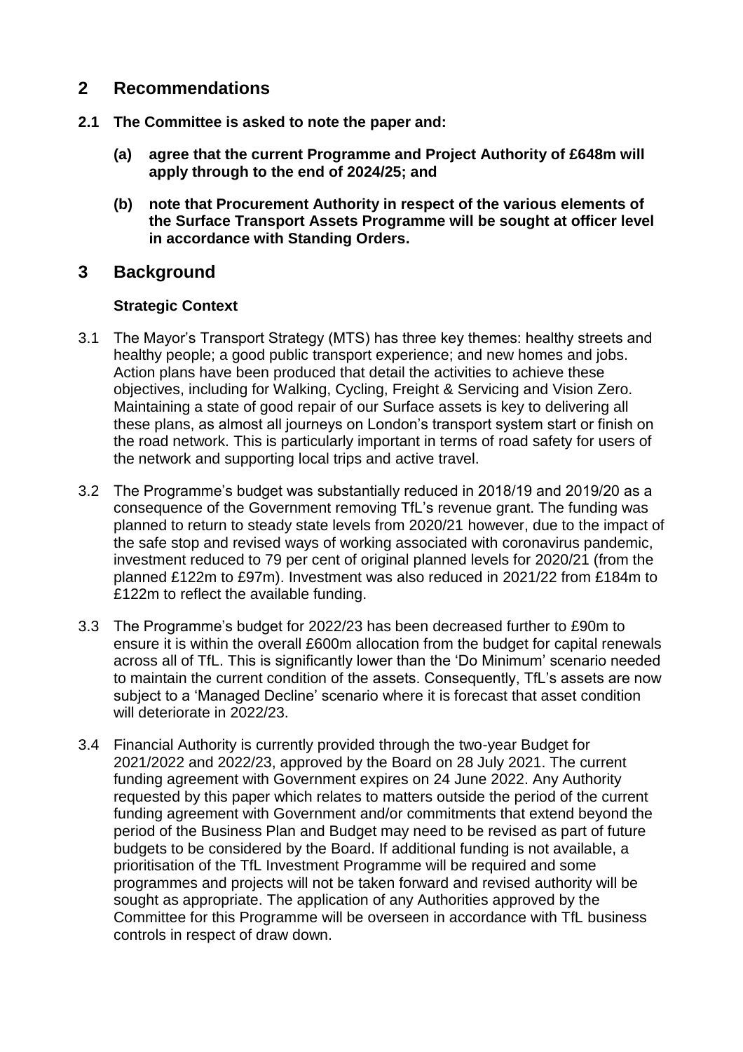## 2 Recommendations

**2.1 The Committee is asked to note the paper and:**

- **(a) agree that the current Programme and Project Authority of £648m will apply through to the end of 2024/25; and**
- **(b) note that Procurement Authority in respect of the various elements of the Surface Transport Assets Programme will be sought at officer level in accordance with Standing Orders.**

## 3 Background

### Strategic Context

3.1 The Mayor's Transport Strategy (MTS) has three key themes: healthy streets and healthy people; a good public transport experience; and new homes and jobs. Action plans have been produced that detail the activities to achieve these objectives, including for Walking, Cycling, Freight & Servicing and Vision Zero. Maintaining a state of good repair of our Surface assets is key to delivering all these plans, as almost all journeys on London's transport system start or finish on the road network. This is particularly important in terms of road safety for users of the network and supporting local trips and active travel.

3.2 The Programme's budget was substantially reduced in 2018/19 and 2019/20 as a consequence of the Government removing TfL's revenue grant. The funding was planned to return to steady state levels from 2020/21 however, due to the impact of the safe stop and revised ways of working associated with coronavirus pandemic, investment reduced to 79 per cent of original planned levels for 2020/21 (from the planned £122m to £97m). Investment was also reduced in 2021/22 from £184m to £122m to reflect the available funding.

3.3 The Programme's budget for 2022/23 has been decreased further to £90m to ensure it is within the overall £600m allocation from the budget for capital renewals across all of TfL. This is significantly lower than the 'Do Minimum' scenario needed to maintain the current condition of the assets. Consequently, TfL's assets are now subject to a 'Managed Decline' scenario where it is forecast that asset condition will deteriorate in 2022/23.

3.4 Financial Authority is currently provided through the two-year Budget for 2021/2022 and 2022/23, approved by the Board on 28 July 2021. The current funding agreement with Government expires on 24 June 2022. Any Authority requested by this paper which relates to matters outside the period of the current funding agreement with Government and/or commitments that extend beyond the period of the Business Plan and Budget may need to be revised as part of future budgets to be considered by the Board. If additional funding is not available, a prioritisation of the TfL Investment Programme will be required and some programmes and projects will not be taken forward and revised authority will be sought as appropriate. The application of any Authorities approved by the Committee for this Programme will be overseen in accordance with TfL business controls in respect of draw down.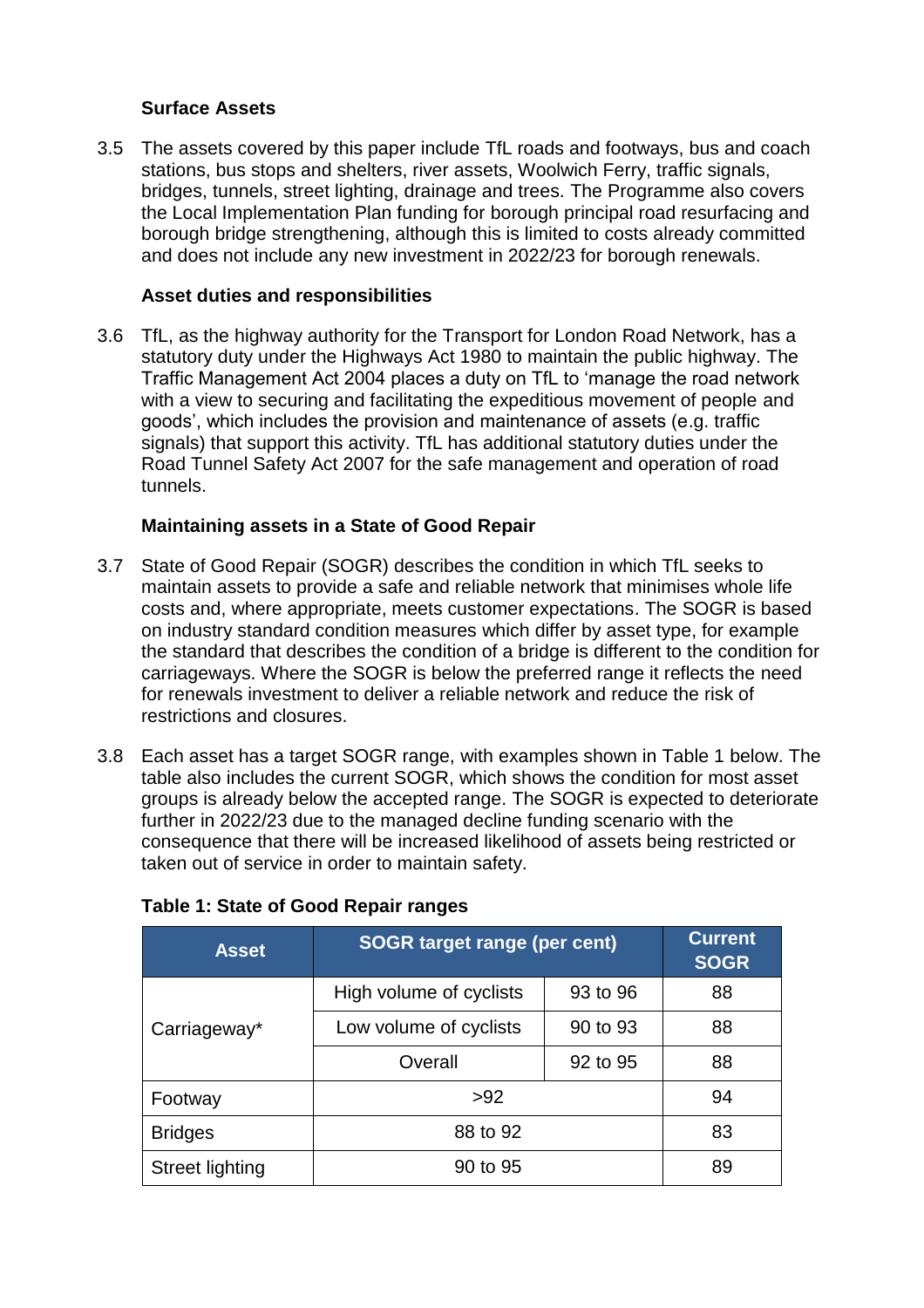### Surface Assets

3.5 The assets covered by this paper include TfL roads and footways, bus and coach stations, bus stops and shelters, river assets, Woolwich Ferry, traffic signals, bridges, tunnels, street lighting, drainage and trees. The Programme also covers the Local Implementation Plan funding for borough principal road resurfacing and borough bridge strengthening, although this is limited to costs already committed and does not include any new investment in 2022/23 for borough renewals.

### Asset duties and responsibilities

3.6 TfL, as the highway authority for the Transport for London Road Network, has a statutory duty under the Highways Act 1980 to maintain the public highway. The Traffic Management Act 2004 places a duty on TfL to 'manage the road network with a view to securing and facilitating the expeditious movement of people and goods', which includes the provision and maintenance of assets (e.g. traffic signals) that support this activity. TfL has additional statutory duties under the Road Tunnel Safety Act 2007 for the safe management and operation of road tunnels.

### Maintaining assets in a State of Good Repair

3.7 State of Good Repair (SOGR) describes the condition in which TfL seeks to maintain assets to provide a safe and reliable network that minimises whole life costs and, where appropriate, meets customer expectations. The SOGR is based on industry standard condition measures which differ by asset type, for example the standard that describes the condition of a bridge is different to the condition for carriageways. Where the SOGR is below the preferred range it reflects the need for renewals investment to deliver a reliable network and reduce the risk of restrictions and closures.

3.8 Each asset has a target SOGR range, with examples shown in Table 1 below. The table also includes the current SOGR, which shows the condition for most asset groups is already below the accepted range. The SOGR is expected to deteriorate further in 2022/23 due to the managed decline funding scenario with the consequence that there will be increased likelihood of assets being restricted or taken out of service in order to maintain safety.

**Table 1: State of Good Repair ranges**

| Asset | SOGR target range (per cent) | | Current SOGR |
|---|---|---|---|
| Carriageway* | High volume of cyclists | 93 to 96 | 88 |
| | Low volume of cyclists | 90 to 93 | 88 |
| | Overall | 92 to 95 | 88 |
| Footway | >92 | | 94 |
| Bridges | 88 to 92 | | 83 |
| Street lighting | 90 to 95 | | 89 |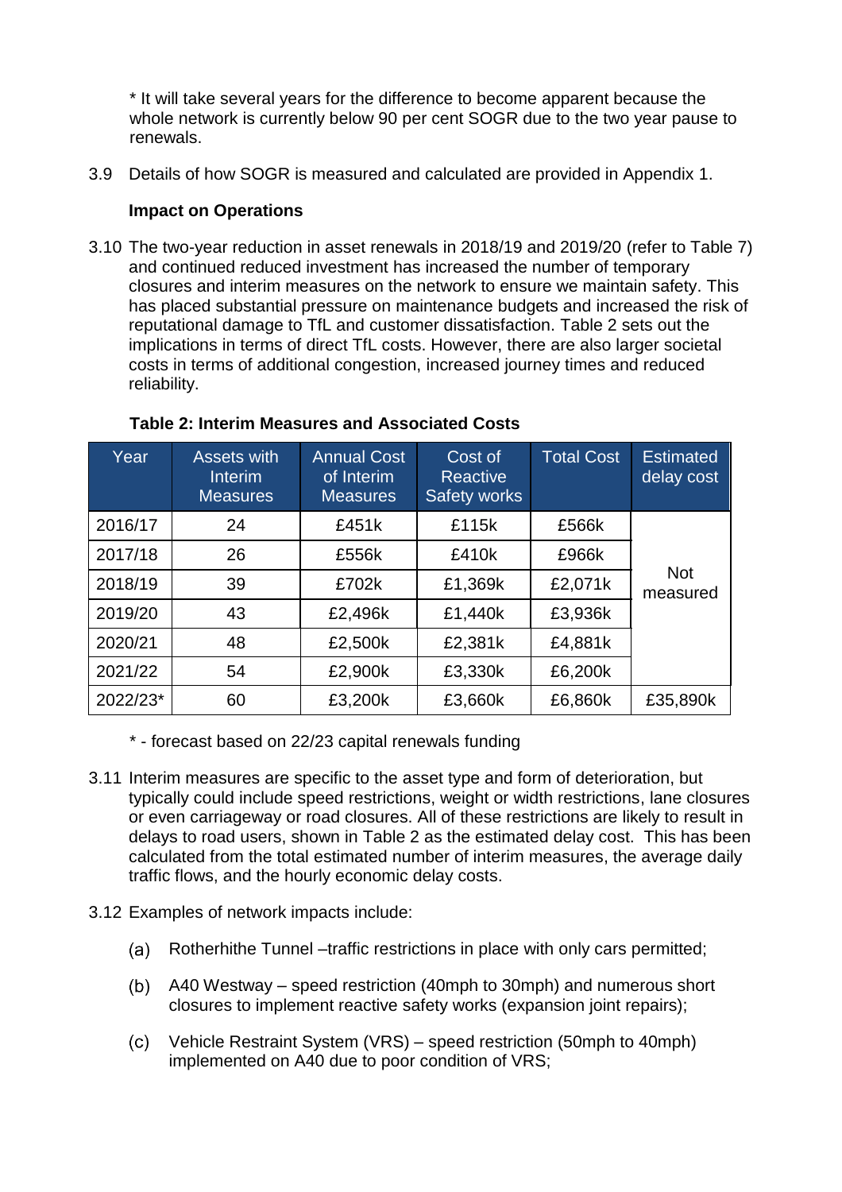\* It will take several years for the difference to become apparent because the whole network is currently below 90 per cent SOGR due to the two year pause to renewals.

3.9 Details of how SOGR is measured and calculated are provided in Appendix 1.

**Impact on Operations**

3.10 The two-year reduction in asset renewals in 2018/19 and 2019/20 (refer to Table 7) and continued reduced investment has increased the number of temporary closures and interim measures on the network to ensure we maintain safety. This has placed substantial pressure on maintenance budgets and increased the risk of reputational damage to TfL and customer dissatisfaction. Table 2 sets out the implications in terms of direct TfL costs. However, there are also larger societal costs in terms of additional congestion, increased journey times and reduced reliability.

**Table 2: Interim Measures and Associated Costs**

| Year | Assets with Interim Measures | Annual Cost of Interim Measures | Cost of Reactive Safety works | Total Cost | Estimated delay cost |
|---|---|---|---|---|---|
| 2016/17 | 24 | £451k | £115k | £566k | Not measured |
| 2017/18 | 26 | £556k | £410k | £966k | |
| 2018/19 | 39 | £702k | £1,369k | £2,071k | |
| 2019/20 | 43 | £2,496k | £1,440k | £3,936k | |
| 2020/21 | 48 | £2,500k | £2,381k | £4,881k | |
| 2021/22 | 54 | £2,900k | £3,330k | £6,200k | |
| 2022/23* | 60 | £3,200k | £3,660k | £6,860k | £35,890k |

\* - forecast based on 22/23 capital renewals funding

3.11 Interim measures are specific to the asset type and form of deterioration, but typically could include speed restrictions, weight or width restrictions, lane closures or even carriageway or road closures. All of these restrictions are likely to result in delays to road users, shown in Table 2 as the estimated delay cost. This has been calculated from the total estimated number of interim measures, the average daily traffic flows, and the hourly economic delay costs.

3.12 Examples of network impacts include:

(a) Rotherhithe Tunnel –traffic restrictions in place with only cars permitted;

(b) A40 Westway – speed restriction (40mph to 30mph) and numerous short closures to implement reactive safety works (expansion joint repairs);

(c) Vehicle Restraint System (VRS) – speed restriction (50mph to 40mph) implemented on A40 due to poor condition of VRS;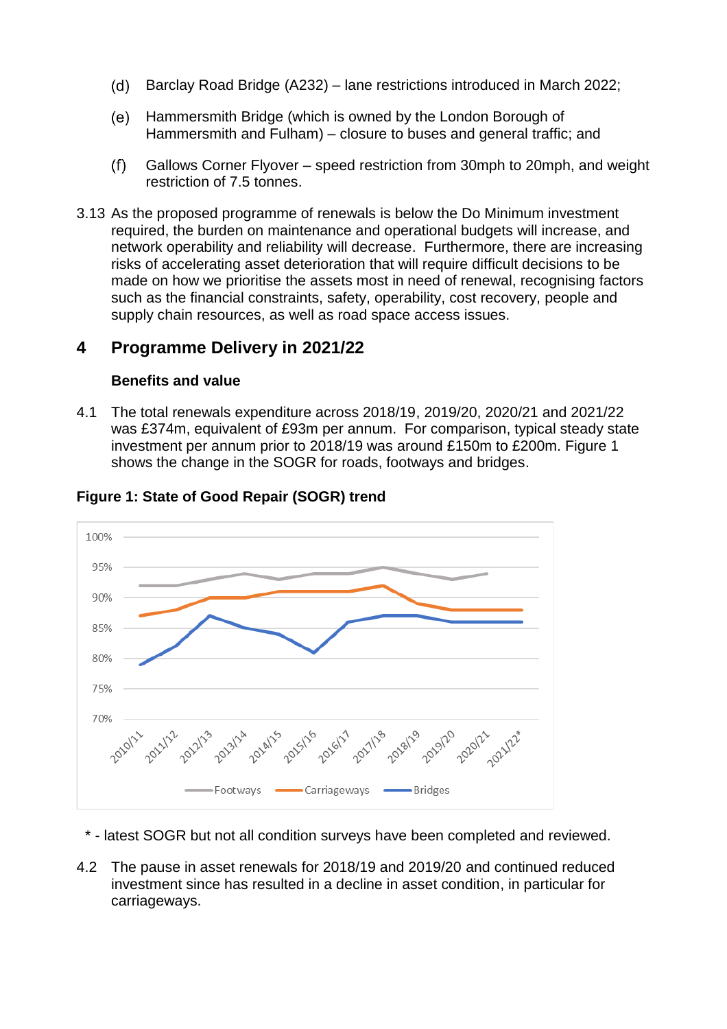(d) Barclay Road Bridge (A232) – lane restrictions introduced in March 2022;

(e) Hammersmith Bridge (which is owned by the London Borough of Hammersmith and Fulham) – closure to buses and general traffic; and

(f) Gallows Corner Flyover – speed restriction from 30mph to 20mph, and weight restriction of 7.5 tonnes.

3.13 As the proposed programme of renewals is below the Do Minimum investment required, the burden on maintenance and operational budgets will increase, and network operability and reliability will decrease. Furthermore, there are increasing risks of accelerating asset deterioration that will require difficult decisions to be made on how we prioritise the assets most in need of renewal, recognising factors such as the financial constraints, safety, operability, cost recovery, people and supply chain resources, as well as road space access issues.

## 4 Programme Delivery in 2021/22

### Benefits and value

4.1 The total renewals expenditure across 2018/19, 2019/20, 2020/21 and 2021/22 was £374m, equivalent of £93m per annum. For comparison, typical steady state investment per annum prior to 2018/19 was around £150m to £200m. Figure 1 shows the change in the SOGR for roads, footways and bridges.

**Figure 1: State of Good Repair (SOGR) trend**

* - latest SOGR but not all condition surveys have been completed and reviewed.

4.2 The pause in asset renewals for 2018/19 and 2019/20 and continued reduced investment since has resulted in a decline in asset condition, in particular for carriageways.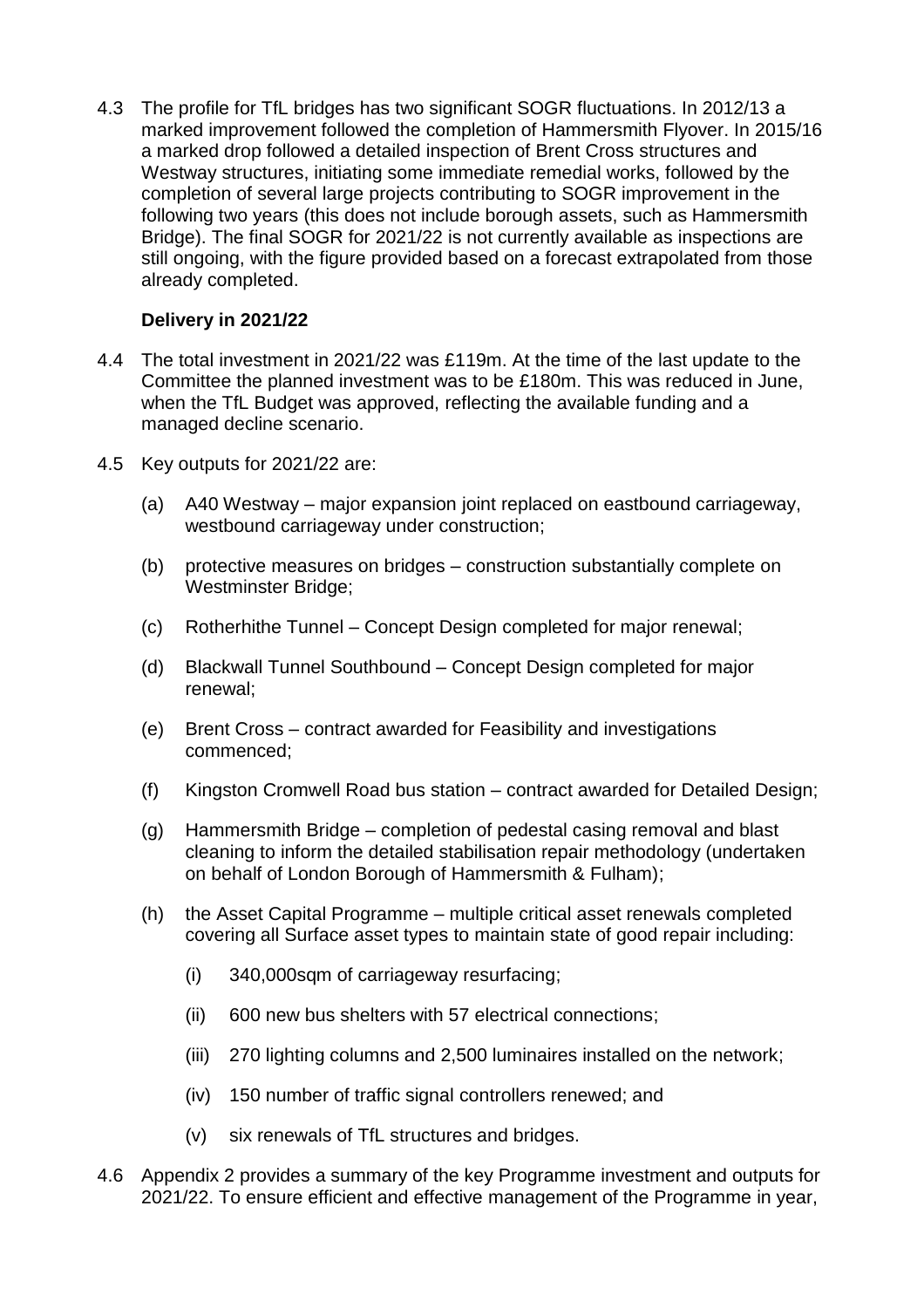4.3 The profile for TfL bridges has two significant SOGR fluctuations. In 2012/13 a marked improvement followed the completion of Hammersmith Flyover. In 2015/16 a marked drop followed a detailed inspection of Brent Cross structures and Westway structures, initiating some immediate remedial works, followed by the completion of several large projects contributing to SOGR improvement in the following two years (this does not include borough assets, such as Hammersmith Bridge). The final SOGR for 2021/22 is not currently available as inspections are still ongoing, with the figure provided based on a forecast extrapolated from those already completed.

### Delivery in 2021/22

4.4 The total investment in 2021/22 was £119m. At the time of the last update to the Committee the planned investment was to be £180m. This was reduced in June, when the TfL Budget was approved, reflecting the available funding and a managed decline scenario.

4.5 Key outputs for 2021/22 are:

(a) A40 Westway – major expansion joint replaced on eastbound carriageway, westbound carriageway under construction;

(b) protective measures on bridges – construction substantially complete on Westminster Bridge;

(c) Rotherhithe Tunnel – Concept Design completed for major renewal;

(d) Blackwall Tunnel Southbound – Concept Design completed for major renewal;

(e) Brent Cross – contract awarded for Feasibility and investigations commenced;

(f) Kingston Cromwell Road bus station – contract awarded for Detailed Design;

(g) Hammersmith Bridge – completion of pedestal casing removal and blast cleaning to inform the detailed stabilisation repair methodology (undertaken on behalf of London Borough of Hammersmith & Fulham);

(h) the Asset Capital Programme – multiple critical asset renewals completed covering all Surface asset types to maintain state of good repair including:

(i) 340,000sqm of carriageway resurfacing;

(ii) 600 new bus shelters with 57 electrical connections;

(iii) 270 lighting columns and 2,500 luminaires installed on the network;

(iv) 150 number of traffic signal controllers renewed; and

(v) six renewals of TfL structures and bridges.

4.6 Appendix 2 provides a summary of the key Programme investment and outputs for 2021/22. To ensure efficient and effective management of the Programme in year,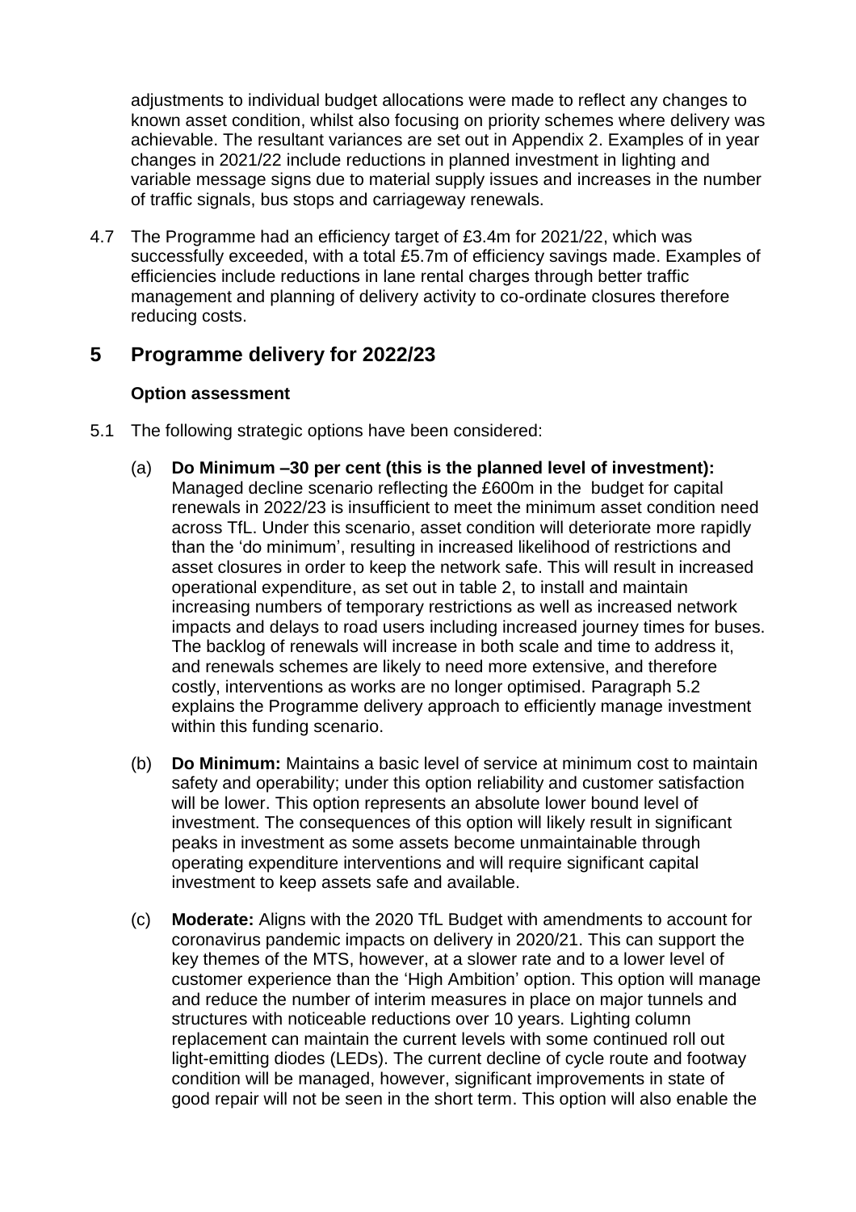adjustments to individual budget allocations were made to reflect any changes to known asset condition, whilst also focusing on priority schemes where delivery was achievable. The resultant variances are set out in Appendix 2. Examples of in year changes in 2021/22 include reductions in planned investment in lighting and variable message signs due to material supply issues and increases in the number of traffic signals, bus stops and carriageway renewals.

4.7 The Programme had an efficiency target of £3.4m for 2021/22, which was successfully exceeded, with a total £5.7m of efficiency savings made. Examples of efficiencies include reductions in lane rental charges through better traffic management and planning of delivery activity to co-ordinate closures therefore reducing costs.

## 5 Programme delivery for 2022/23

**Option assessment**

5.1 The following strategic options have been considered:

(a) **Do Minimum –30 per cent (this is the planned level of investment):** Managed decline scenario reflecting the £600m in the budget for capital renewals in 2022/23 is insufficient to meet the minimum asset condition need across TfL. Under this scenario, asset condition will deteriorate more rapidly than the 'do minimum', resulting in increased likelihood of restrictions and asset closures in order to keep the network safe. This will result in increased operational expenditure, as set out in table 2, to install and maintain increasing numbers of temporary restrictions as well as increased network impacts and delays to road users including increased journey times for buses. The backlog of renewals will increase in both scale and time to address it, and renewals schemes are likely to need more extensive, and therefore costly, interventions as works are no longer optimised. Paragraph 5.2 explains the Programme delivery approach to efficiently manage investment within this funding scenario.

(b) **Do Minimum:** Maintains a basic level of service at minimum cost to maintain safety and operability; under this option reliability and customer satisfaction will be lower. This option represents an absolute lower bound level of investment. The consequences of this option will likely result in significant peaks in investment as some assets become unmaintainable through operating expenditure interventions and will require significant capital investment to keep assets safe and available.

(c) **Moderate:** Aligns with the 2020 TfL Budget with amendments to account for coronavirus pandemic impacts on delivery in 2020/21. This can support the key themes of the MTS, however, at a slower rate and to a lower level of customer experience than the 'High Ambition' option. This option will manage and reduce the number of interim measures in place on major tunnels and structures with noticeable reductions over 10 years. Lighting column replacement can maintain the current levels with some continued roll out light-emitting diodes (LEDs). The current decline of cycle route and footway condition will be managed, however, significant improvements in state of good repair will not be seen in the short term. This option will also enable the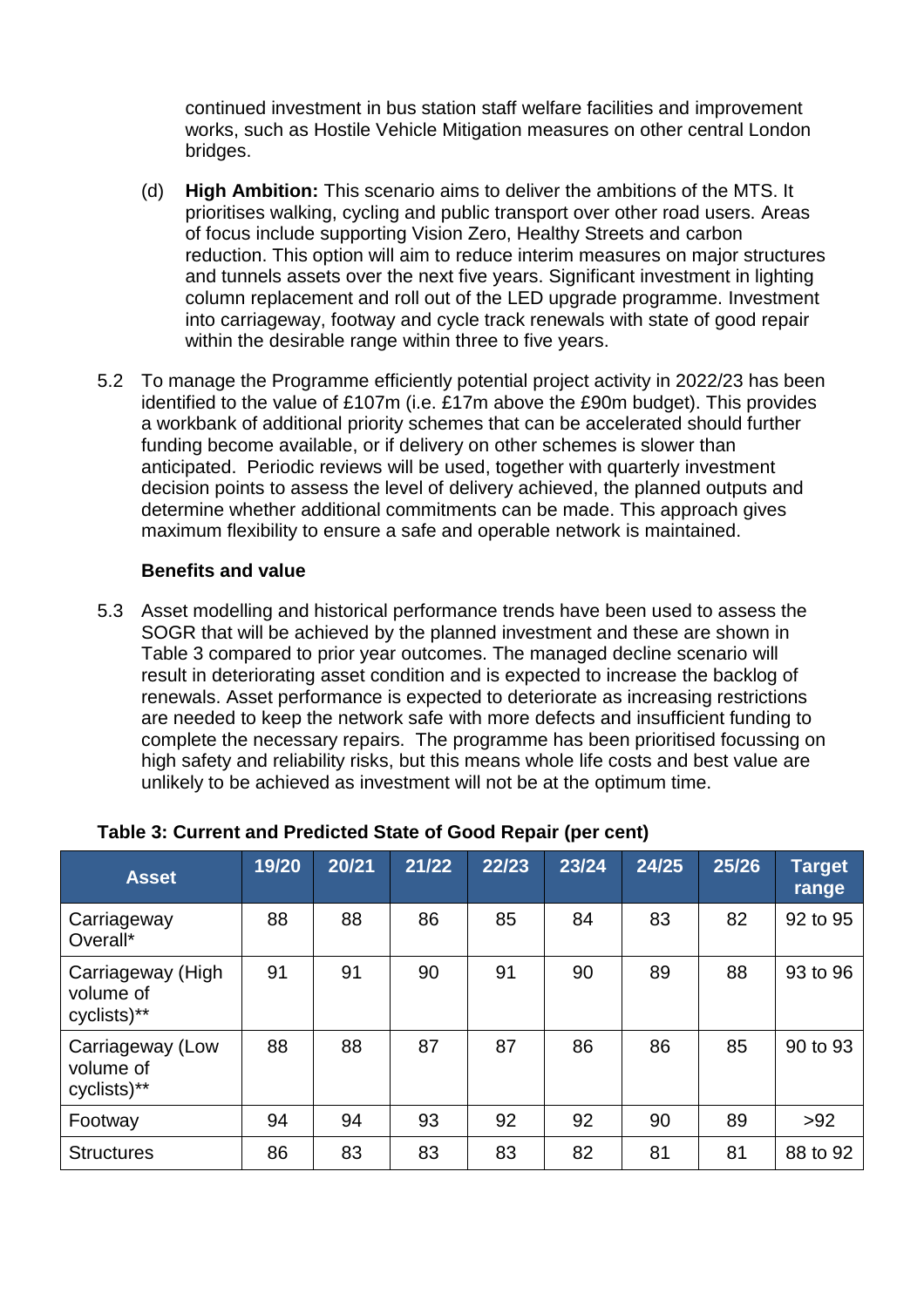continued investment in bus station staff welfare facilities and improvement works, such as Hostile Vehicle Mitigation measures on other central London bridges.

(d) **High Ambition:** This scenario aims to deliver the ambitions of the MTS. It prioritises walking, cycling and public transport over other road users. Areas of focus include supporting Vision Zero, Healthy Streets and carbon reduction. This option will aim to reduce interim measures on major structures and tunnels assets over the next five years. Significant investment in lighting column replacement and roll out of the LED upgrade programme. Investment into carriageway, footway and cycle track renewals with state of good repair within the desirable range within three to five years.

5.2 To manage the Programme efficiently potential project activity in 2022/23 has been identified to the value of £107m (i.e. £17m above the £90m budget). This provides a workbank of additional priority schemes that can be accelerated should further funding become available, or if delivery on other schemes is slower than anticipated. Periodic reviews will be used, together with quarterly investment decision points to assess the level of delivery achieved, the planned outputs and determine whether additional commitments can be made. This approach gives maximum flexibility to ensure a safe and operable network is maintained.

**Benefits and value**

5.3 Asset modelling and historical performance trends have been used to assess the SOGR that will be achieved by the planned investment and these are shown in Table 3 compared to prior year outcomes. The managed decline scenario will result in deteriorating asset condition and is expected to increase the backlog of renewals. Asset performance is expected to deteriorate as increasing restrictions are needed to keep the network safe with more defects and insufficient funding to complete the necessary repairs. The programme has been prioritised focussing on high safety and reliability risks, but this means whole life costs and best value are unlikely to be achieved as investment will not be at the optimum time.

**Table 3: Current and Predicted State of Good Repair (per cent)**

| Asset | 19/20 | 20/21 | 21/22 | 22/23 | 23/24 | 24/25 | 25/26 | Target range |
|---|---|---|---|---|---|---|---|---|
| Carriageway Overall* | 88 | 88 | 86 | 85 | 84 | 83 | 82 | 92 to 95 |
| Carriageway (High volume of cyclists)** | 91 | 91 | 90 | 91 | 90 | 89 | 88 | 93 to 96 |
| Carriageway (Low volume of cyclists)** | 88 | 88 | 87 | 87 | 86 | 86 | 85 | 90 to 93 |
| Footway | 94 | 94 | 93 | 92 | 92 | 90 | 89 | >92 |
| Structures | 86 | 83 | 83 | 83 | 82 | 81 | 81 | 88 to 92 |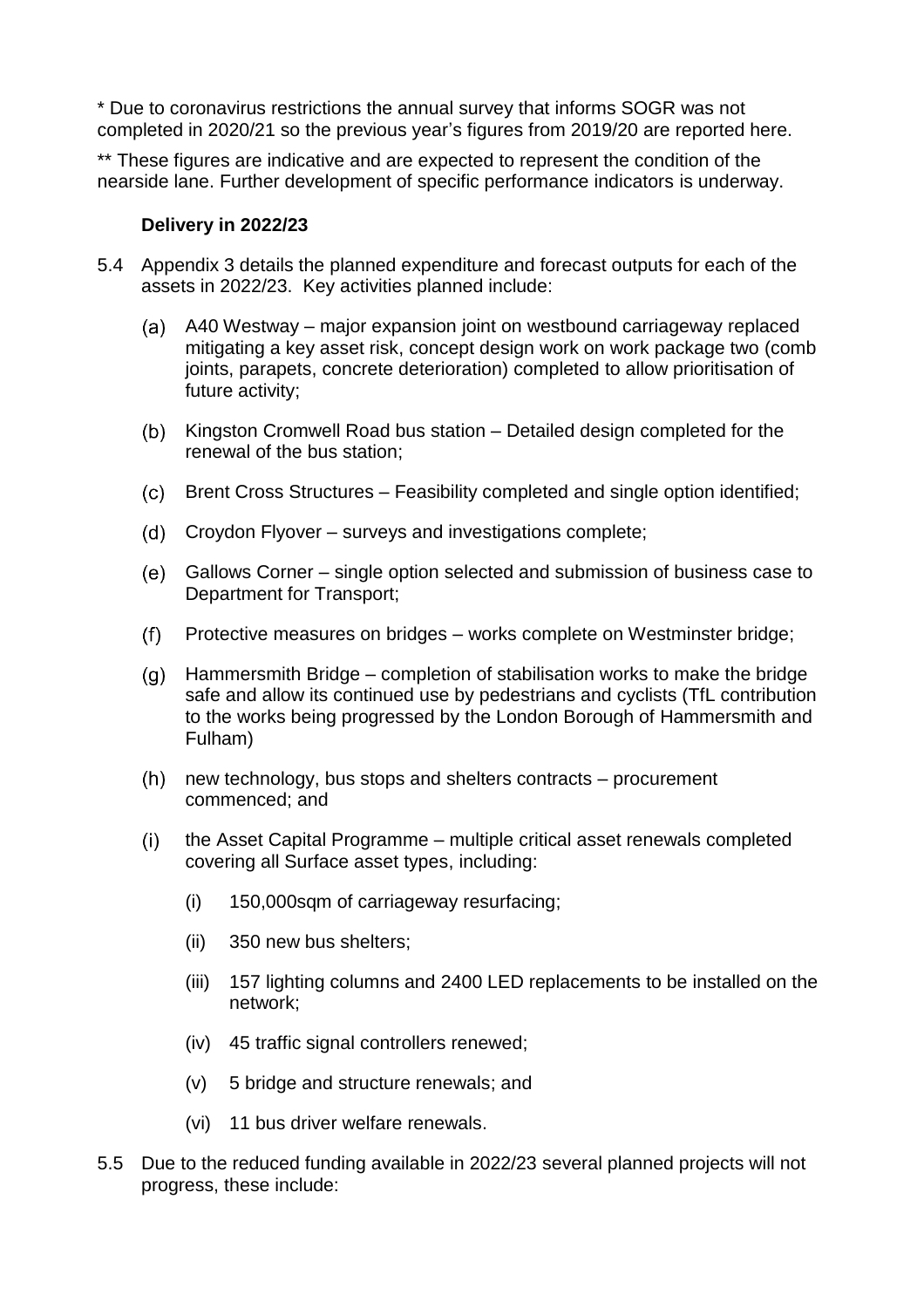* Due to coronavirus restrictions the annual survey that informs SOGR was not completed in 2020/21 so the previous year's figures from 2019/20 are reported here.

** These figures are indicative and are expected to represent the condition of the nearside lane. Further development of specific performance indicators is underway.

**Delivery in 2022/23**

5.4 Appendix 3 details the planned expenditure and forecast outputs for each of the assets in 2022/23. Key activities planned include:

(a) A40 Westway – major expansion joint on westbound carriageway replaced mitigating a key asset risk, concept design work on work package two (comb joints, parapets, concrete deterioration) completed to allow prioritisation of future activity;

(b) Kingston Cromwell Road bus station – Detailed design completed for the renewal of the bus station;

(c) Brent Cross Structures – Feasibility completed and single option identified;

(d) Croydon Flyover – surveys and investigations complete;

(e) Gallows Corner – single option selected and submission of business case to Department for Transport;

(f) Protective measures on bridges – works complete on Westminster bridge;

(g) Hammersmith Bridge – completion of stabilisation works to make the bridge safe and allow its continued use by pedestrians and cyclists (TfL contribution to the works being progressed by the London Borough of Hammersmith and Fulham)

(h) new technology, bus stops and shelters contracts – procurement commenced; and

(i) the Asset Capital Programme – multiple critical asset renewals completed covering all Surface asset types, including:

   (i) 150,000sqm of carriageway resurfacing;

   (ii) 350 new bus shelters;

   (iii) 157 lighting columns and 2400 LED replacements to be installed on the network;

   (iv) 45 traffic signal controllers renewed;

   (v) 5 bridge and structure renewals; and

   (vi) 11 bus driver welfare renewals.

5.5 Due to the reduced funding available in 2022/23 several planned projects will not progress, these include: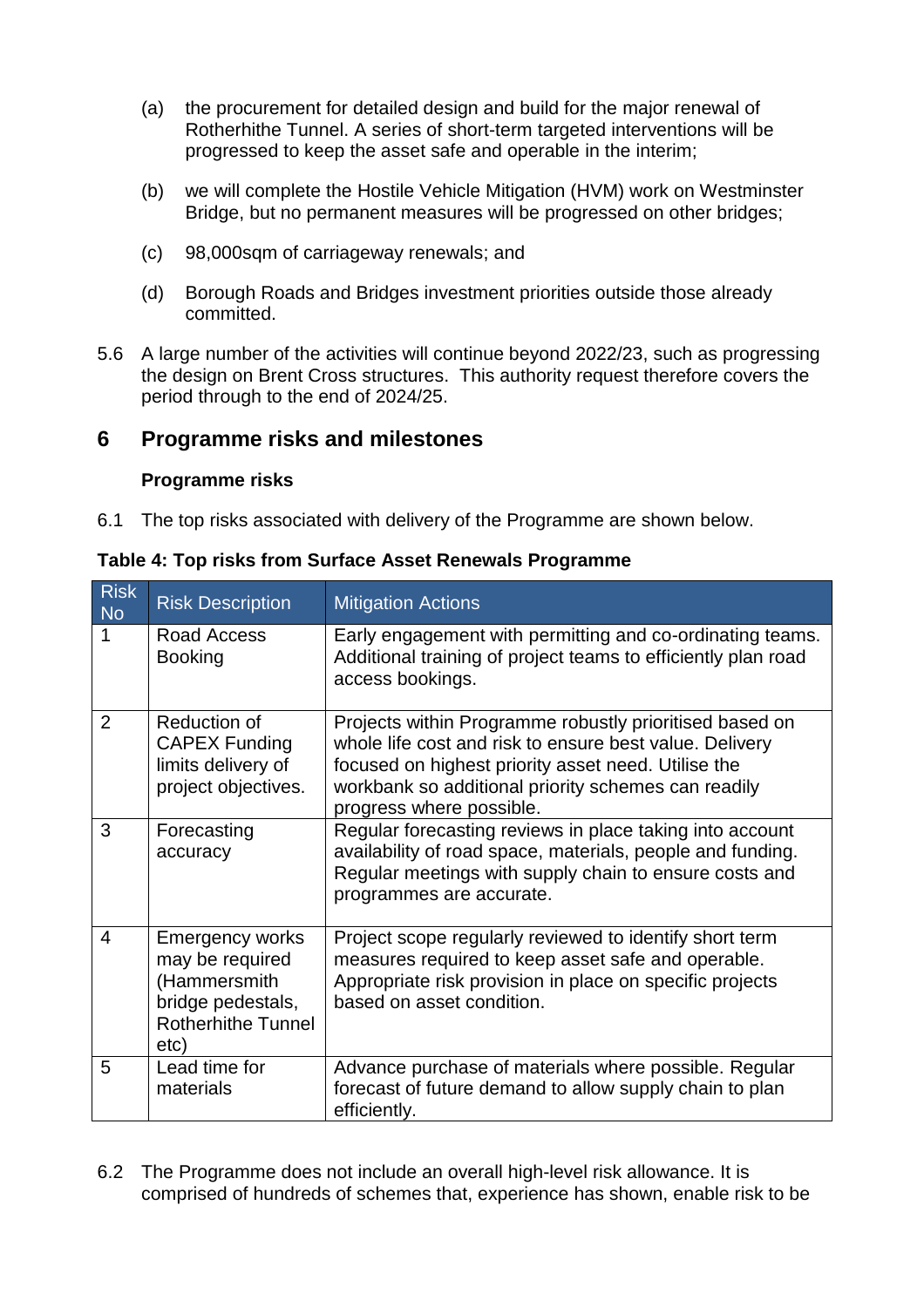(a) the procurement for detailed design and build for the major renewal of Rotherhithe Tunnel. A series of short-term targeted interventions will be progressed to keep the asset safe and operable in the interim;

(b) we will complete the Hostile Vehicle Mitigation (HVM) work on Westminster Bridge, but no permanent measures will be progressed on other bridges;

(c) 98,000sqm of carriageway renewals; and

(d) Borough Roads and Bridges investment priorities outside those already committed.

5.6 A large number of the activities will continue beyond 2022/23, such as progressing the design on Brent Cross structures. This authority request therefore covers the period through to the end of 2024/25.

## 6 Programme risks and milestones

### Programme risks

6.1 The top risks associated with delivery of the Programme are shown below.

**Table 4: Top risks from Surface Asset Renewals Programme**

| Risk No | Risk Description | Mitigation Actions |
|---|---|---|
| 1 | Road Access Booking | Early engagement with permitting and co-ordinating teams. Additional training of project teams to efficiently plan road access bookings. |
| 2 | Reduction of CAPEX Funding limits delivery of project objectives. | Projects within Programme robustly prioritised based on whole life cost and risk to ensure best value. Delivery focused on highest priority asset need. Utilise the workbank so additional priority schemes can readily progress where possible. |
| 3 | Forecasting accuracy | Regular forecasting reviews in place taking into account availability of road space, materials, people and funding. Regular meetings with supply chain to ensure costs and programmes are accurate. |
| 4 | Emergency works may be required (Hammersmith bridge pedestals, Rotherhithe Tunnel etc) | Project scope regularly reviewed to identify short term measures required to keep asset safe and operable. Appropriate risk provision in place on specific projects based on asset condition. |
| 5 | Lead time for materials | Advance purchase of materials where possible. Regular forecast of future demand to allow supply chain to plan efficiently. |

6.2 The Programme does not include an overall high-level risk allowance. It is comprised of hundreds of schemes that, experience has shown, enable risk to be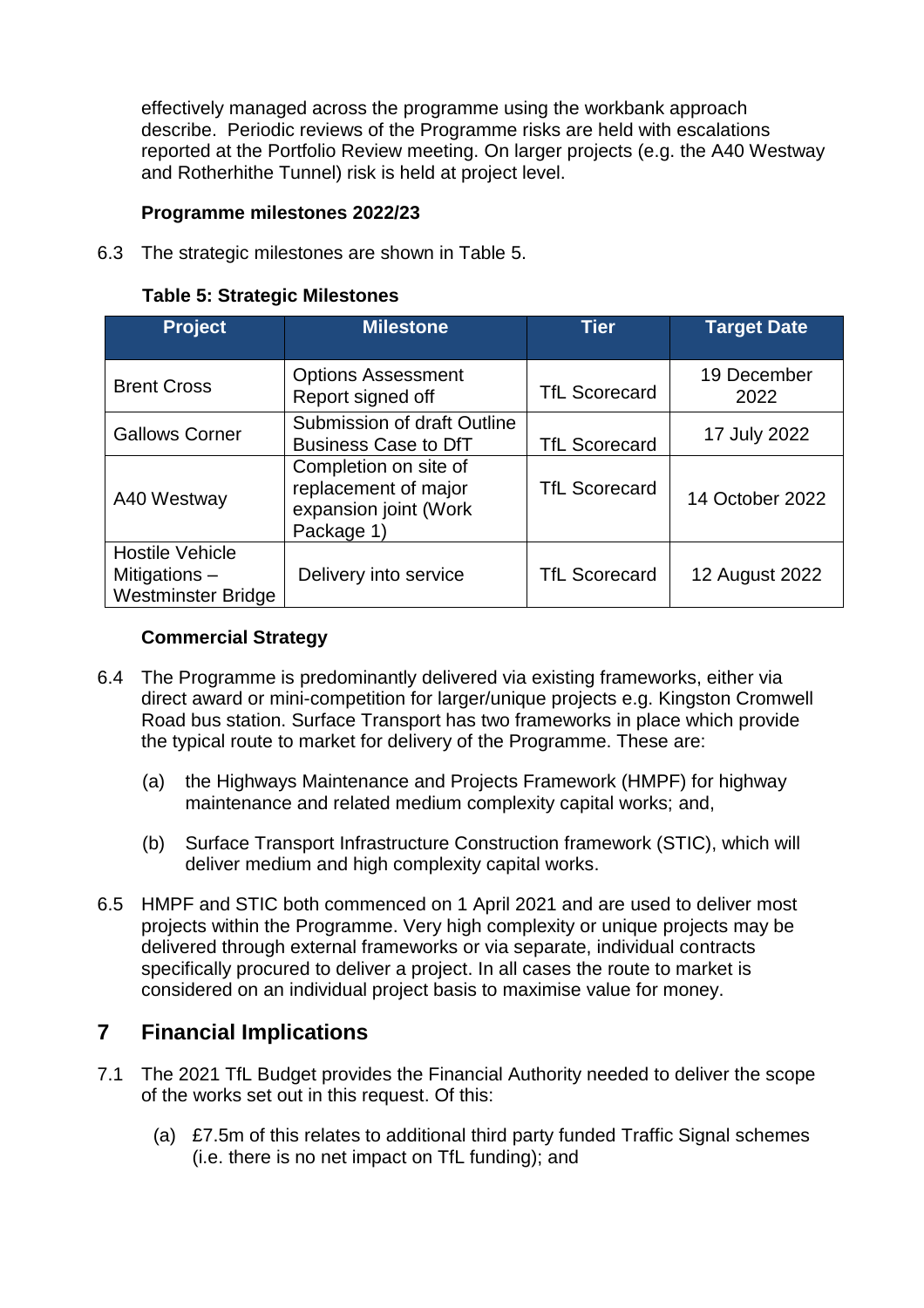effectively managed across the programme using the workbank approach describe. Periodic reviews of the Programme risks are held with escalations reported at the Portfolio Review meeting. On larger projects (e.g. the A40 Westway and Rotherhithe Tunnel) risk is held at project level.

**Programme milestones 2022/23**

6.3 The strategic milestones are shown in Table 5.

**Table 5: Strategic Milestones**

| Project | Milestone | Tier | Target Date |
|---|---|---|---|
| Brent Cross | Options Assessment Report signed off | TfL Scorecard | 19 December 2022 |
| Gallows Corner | Submission of draft Outline Business Case to DfT | TfL Scorecard | 17 July 2022 |
| A40 Westway | Completion on site of replacement of major expansion joint (Work Package 1) | TfL Scorecard | 14 October 2022 |
| Hostile Vehicle Mitigations – Westminster Bridge | Delivery into service | TfL Scorecard | 12 August 2022 |

**Commercial Strategy**

6.4 The Programme is predominantly delivered via existing frameworks, either via direct award or mini-competition for larger/unique projects e.g. Kingston Cromwell Road bus station. Surface Transport has two frameworks in place which provide the typical route to market for delivery of the Programme. These are:

(a) the Highways Maintenance and Projects Framework (HMPF) for highway maintenance and related medium complexity capital works; and,

(b) Surface Transport Infrastructure Construction framework (STIC), which will deliver medium and high complexity capital works.

6.5 HMPF and STIC both commenced on 1 April 2021 and are used to deliver most projects within the Programme. Very high complexity or unique projects may be delivered through external frameworks or via separate, individual contracts specifically procured to deliver a project. In all cases the route to market is considered on an individual project basis to maximise value for money.

## 7 Financial Implications

7.1 The 2021 TfL Budget provides the Financial Authority needed to deliver the scope of the works set out in this request. Of this:

(a) £7.5m of this relates to additional third party funded Traffic Signal schemes (i.e. there is no net impact on TfL funding); and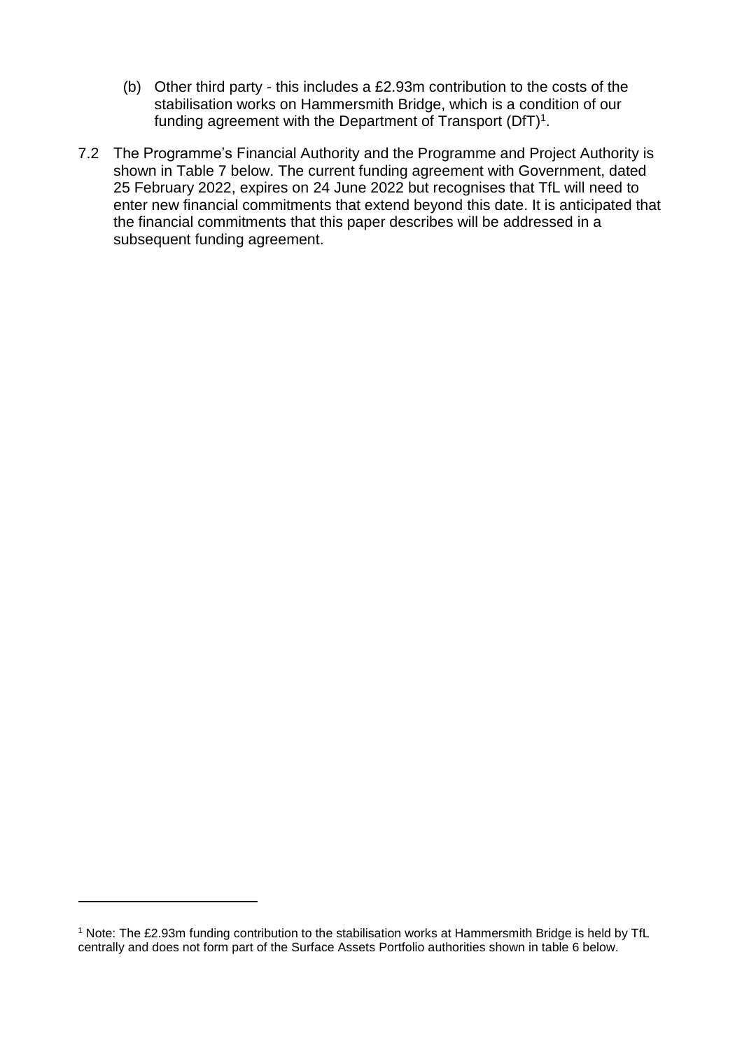(b) Other third party - this includes a £2.93m contribution to the costs of the stabilisation works on Hammersmith Bridge, which is a condition of our funding agreement with the Department of Transport (DfT)[1].

7.2 The Programme's Financial Authority and the Programme and Project Authority is shown in Table 7 below. The current funding agreement with Government, dated 25 February 2022, expires on 24 June 2022 but recognises that TfL will need to enter new financial commitments that extend beyond this date. It is anticipated that the financial commitments that this paper describes will be addressed in a subsequent funding agreement.

[1] Note: The £2.93m funding contribution to the stabilisation works at Hammersmith Bridge is held by TfL centrally and does not form part of the Surface Assets Portfolio authorities shown in table 6 below.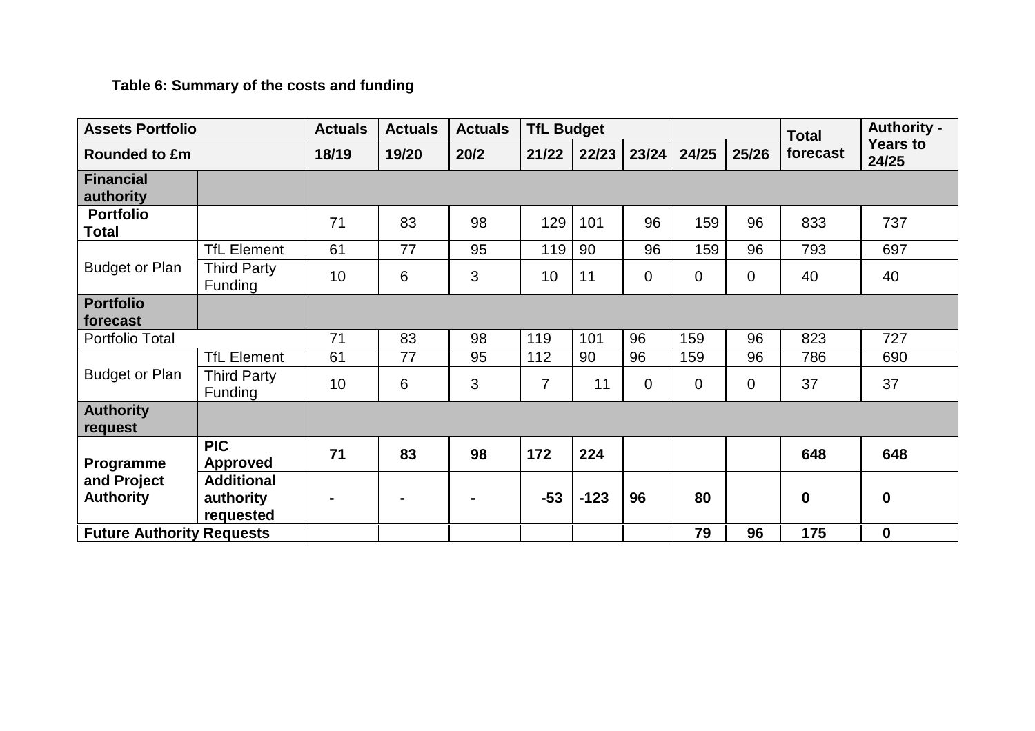**Table 6: Summary of the costs and funding**

| Assets Portfolio | | Actuals | Actuals | Actuals | TfL Budget | | | | | Total forecast | Authority - Years to 24/25 |
|---|---|---|---|---|---|---|---|---|---|---|---|
| **Rounded to £m** | | **18/19** | **19/20** | **20/2** | **21/22** | **22/23** | **23/24** | **24/25** | **25/26** | | |
| **Financial authority** | | | | | | | | | | | |
| **Portfolio Total** | | 71 | 83 | 98 | 129 | 101 | 96 | 159 | 96 | 833 | 737 |
| Budget or Plan | TfL Element | 61 | 77 | 95 | 119 | 90 | 96 | 159 | 96 | 793 | 697 |
| | Third Party Funding | 10 | 6 | 3 | 10 | 11 | 0 | 0 | 0 | 40 | 40 |
| **Portfolio forecast** | | | | | | | | | | | |
| Portfolio Total | | 71 | 83 | 98 | 119 | 101 | 96 | 159 | 96 | 823 | 727 |
| Budget or Plan | TfL Element | 61 | 77 | 95 | 112 | 90 | 96 | 159 | 96 | 786 | 690 |
| | Third Party Funding | 10 | 6 | 3 | 7 | 11 | 0 | 0 | 0 | 37 | 37 |
| **Authority request** | | | | | | | | | | | |
| **Programme and Project Authority** | **PIC Approved** | **71** | **83** | **98** | **172** | **224** | | | | **648** | **648** |
| | **Additional authority requested** | **-** | **-** | **-** | **-53** | **-123** | **96** | **80** | | **0** | **0** |
| **Future Authority Requests** | | | | | | | | **79** | **96** | **175** | **0** |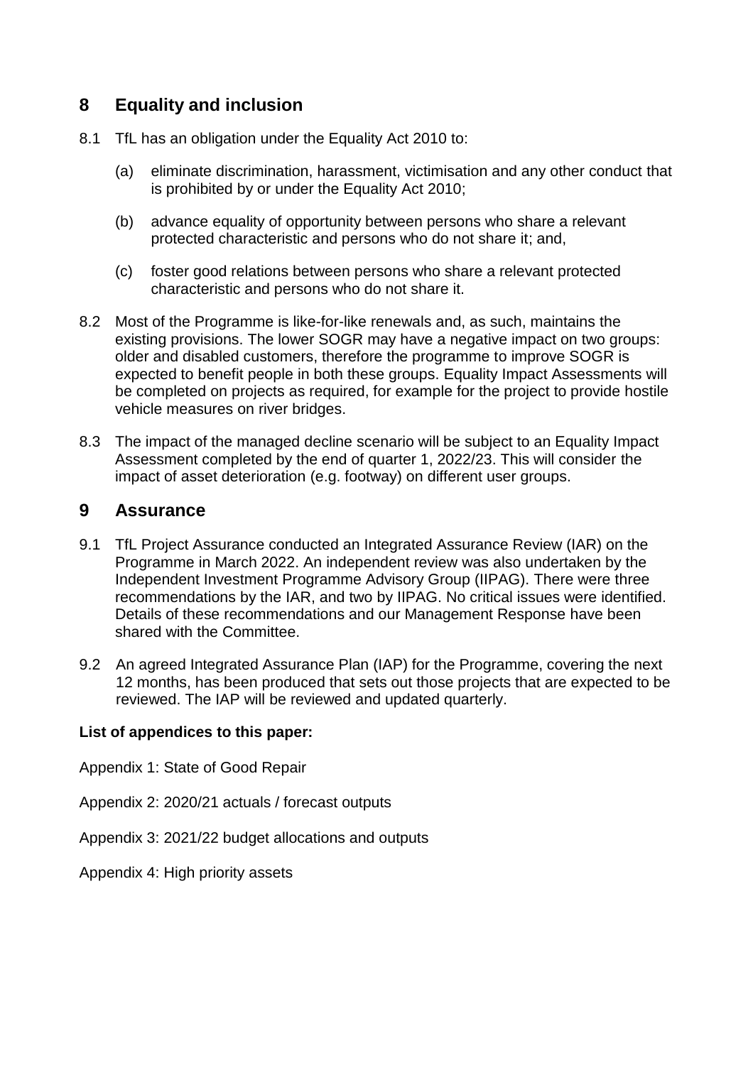## 8 Equality and inclusion

8.1 TfL has an obligation under the Equality Act 2010 to:

(a) eliminate discrimination, harassment, victimisation and any other conduct that is prohibited by or under the Equality Act 2010;

(b) advance equality of opportunity between persons who share a relevant protected characteristic and persons who do not share it; and,

(c) foster good relations between persons who share a relevant protected characteristic and persons who do not share it.

8.2 Most of the Programme is like-for-like renewals and, as such, maintains the existing provisions. The lower SOGR may have a negative impact on two groups: older and disabled customers, therefore the programme to improve SOGR is expected to benefit people in both these groups. Equality Impact Assessments will be completed on projects as required, for example for the project to provide hostile vehicle measures on river bridges.

8.3 The impact of the managed decline scenario will be subject to an Equality Impact Assessment completed by the end of quarter 1, 2022/23. This will consider the impact of asset deterioration (e.g. footway) on different user groups.

## 9 Assurance

9.1 TfL Project Assurance conducted an Integrated Assurance Review (IAR) on the Programme in March 2022. An independent review was also undertaken by the Independent Investment Programme Advisory Group (IIPAG). There were three recommendations by the IAR, and two by IIPAG. No critical issues were identified. Details of these recommendations and our Management Response have been shared with the Committee.

9.2 An agreed Integrated Assurance Plan (IAP) for the Programme, covering the next 12 months, has been produced that sets out those projects that are expected to be reviewed. The IAP will be reviewed and updated quarterly.

**List of appendices to this paper:**

Appendix 1: State of Good Repair

Appendix 2: 2020/21 actuals / forecast outputs

Appendix 3: 2021/22 budget allocations and outputs

Appendix 4: High priority assets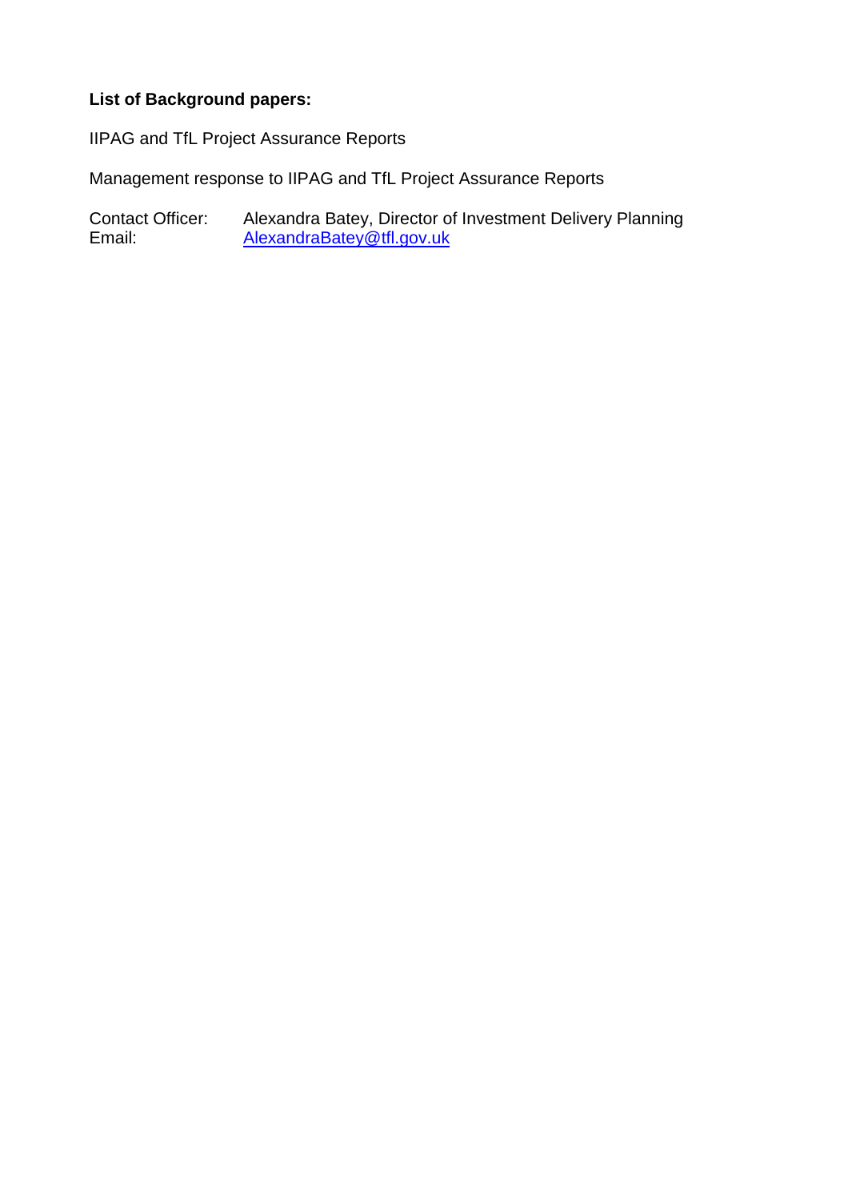**List of Background papers:**

IIPAG and TfL Project Assurance Reports

Management response to IIPAG and TfL Project Assurance Reports

Contact Officer: Alexandra Batey, Director of Investment Delivery Planning
Email: AlexandraBatey@tfl.gov.uk